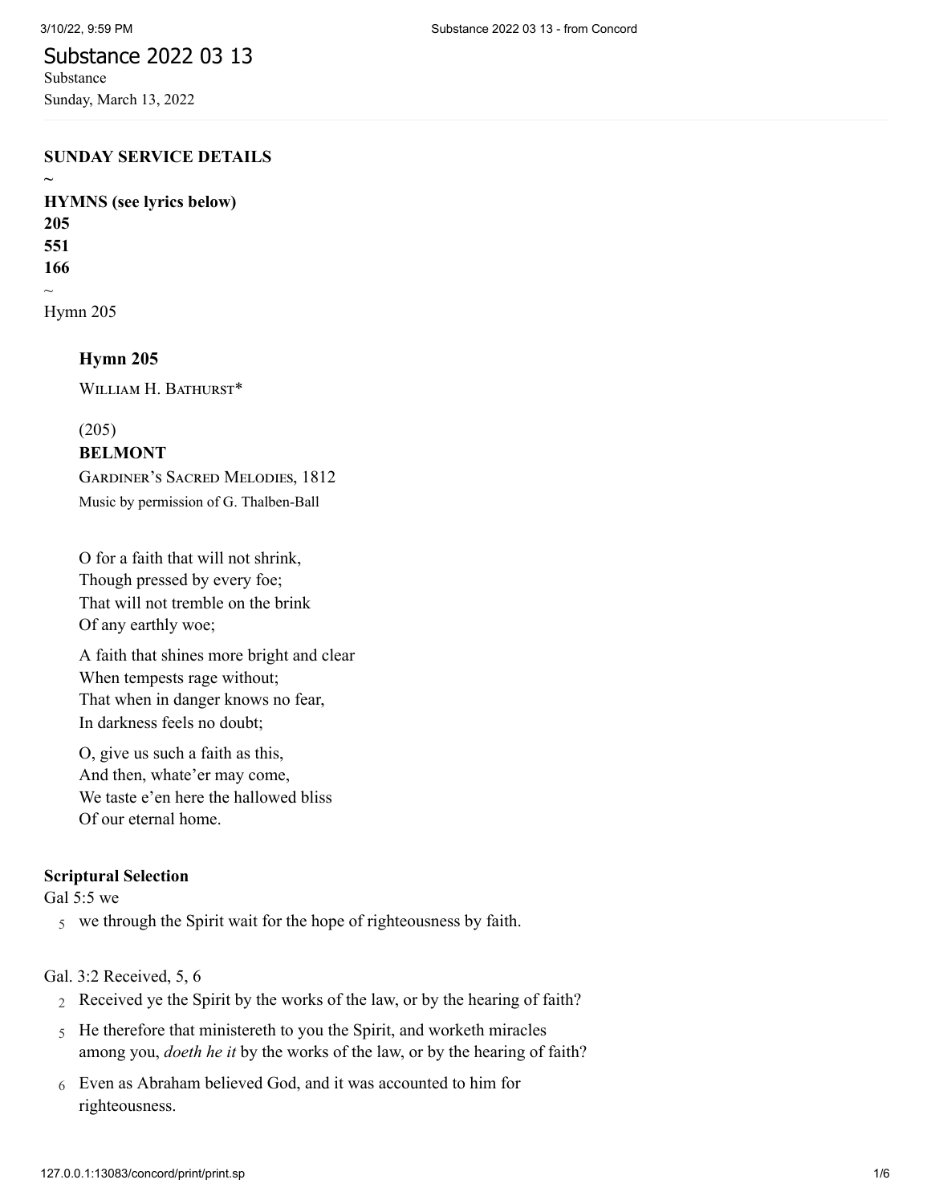# Substance 2022 03 13

Substance

Sunday, March 13, 2022

**SUNDAY SERVICE DETAILS**

**~**

**HYMNS (see lyrics below)**

**205**

**551**

**166**

~

Hymn 205

### Hymn 205

William H. Bathurst*

(205)

**BELMONT**

Gardiner's Sacred Melodies, 1812

Music by permission of G. Thalben-Ball

O for a faith that will not shrink,
Though pressed by every foe;
That will not tremble on the brink
Of any earthly woe;

A faith that shines more bright and clear
When tempests rage without;
That when in danger knows no fear,
In darkness feels no doubt;

O, give us such a faith as this,
And then, whate'er may come,
We taste e'en here the hallowed bliss
Of our eternal home.

**Scriptural Selection**

Gal 5:5 we

5 we through the Spirit wait for the hope of righteousness by faith.

Gal. 3:2 Received, 5, 6

2 Received ye the Spirit by the works of the law, or by the hearing of faith?

5 He therefore that ministereth to you the Spirit, and worketh miracles among you, *doeth he it* by the works of the law, or by the hearing of faith?

6 Even as Abraham believed God, and it was accounted to him for righteousness.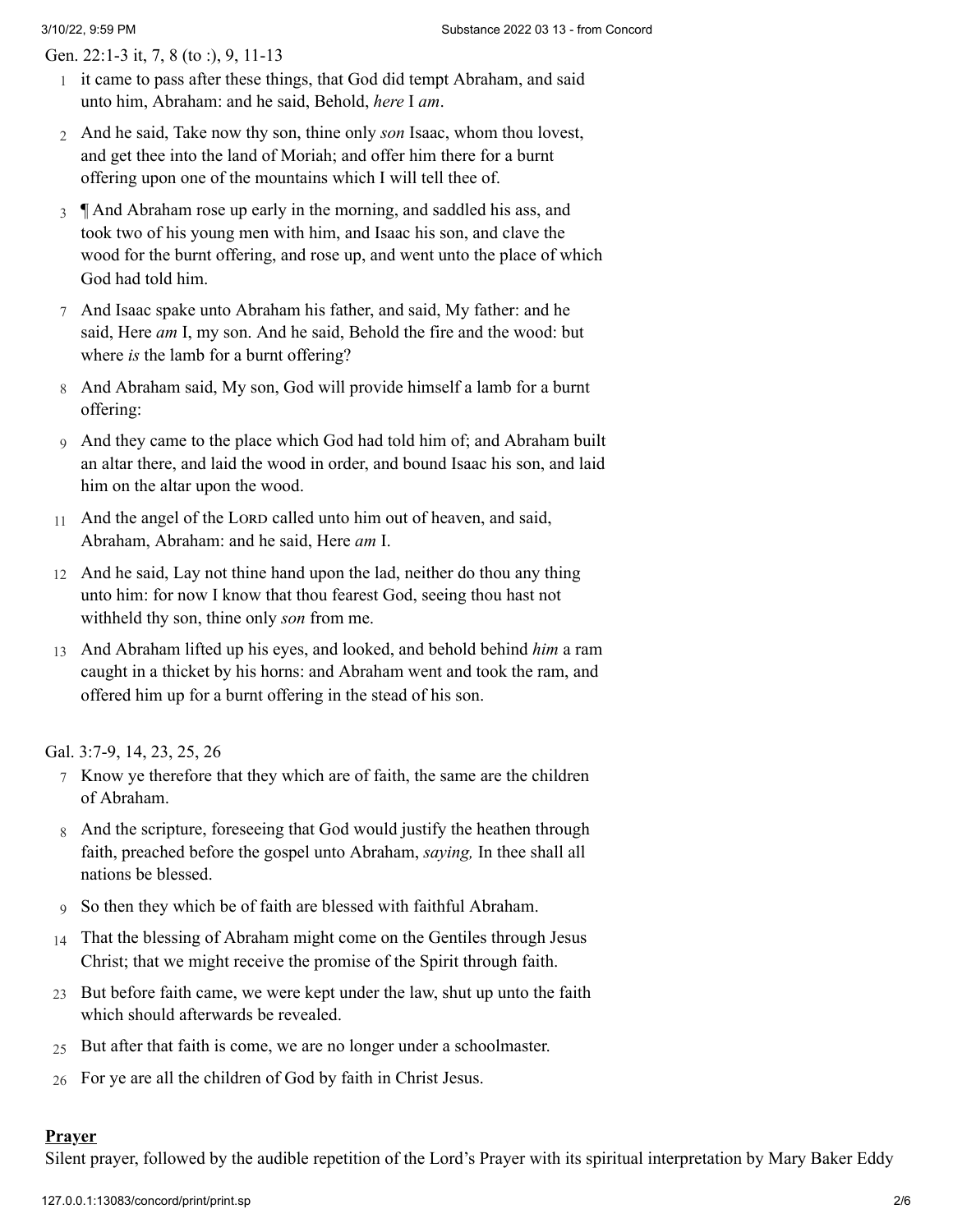Gen. 22:1-3 it, 7, 8 (to :), 9, 11-13

1 it came to pass after these things, that God did tempt Abraham, and said unto him, Abraham: and he said, Behold, *here* I *am*.

2 And he said, Take now thy son, thine only *son* Isaac, whom thou lovest, and get thee into the land of Moriah; and offer him there for a burnt offering upon one of the mountains which I will tell thee of.

3 ¶ And Abraham rose up early in the morning, and saddled his ass, and took two of his young men with him, and Isaac his son, and clave the wood for the burnt offering, and rose up, and went unto the place of which God had told him.

7 And Isaac spake unto Abraham his father, and said, My father: and he said, Here *am* I, my son. And he said, Behold the fire and the wood: but where *is* the lamb for a burnt offering?

8 And Abraham said, My son, God will provide himself a lamb for a burnt offering:

9 And they came to the place which God had told him of; and Abraham built an altar there, and laid the wood in order, and bound Isaac his son, and laid him on the altar upon the wood.

11 And the angel of the LORD called unto him out of heaven, and said, Abraham, Abraham: and he said, Here *am* I.

12 And he said, Lay not thine hand upon the lad, neither do thou any thing unto him: for now I know that thou fearest God, seeing thou hast not withheld thy son, thine only *son* from me.

13 And Abraham lifted up his eyes, and looked, and behold behind *him* a ram caught in a thicket by his horns: and Abraham went and took the ram, and offered him up for a burnt offering in the stead of his son.

Gal. 3:7-9, 14, 23, 25, 26

7 Know ye therefore that they which are of faith, the same are the children of Abraham.

8 And the scripture, foreseeing that God would justify the heathen through faith, preached before the gospel unto Abraham, *saying,* In thee shall all nations be blessed.

9 So then they which be of faith are blessed with faithful Abraham.

14 That the blessing of Abraham might come on the Gentiles through Jesus Christ; that we might receive the promise of the Spirit through faith.

23 But before faith came, we were kept under the law, shut up unto the faith which should afterwards be revealed.

25 But after that faith is come, we are no longer under a schoolmaster.

26 For ye are all the children of God by faith in Christ Jesus.

**Prayer**

Silent prayer, followed by the audible repetition of the Lord's Prayer with its spiritual interpretation by Mary Baker Eddy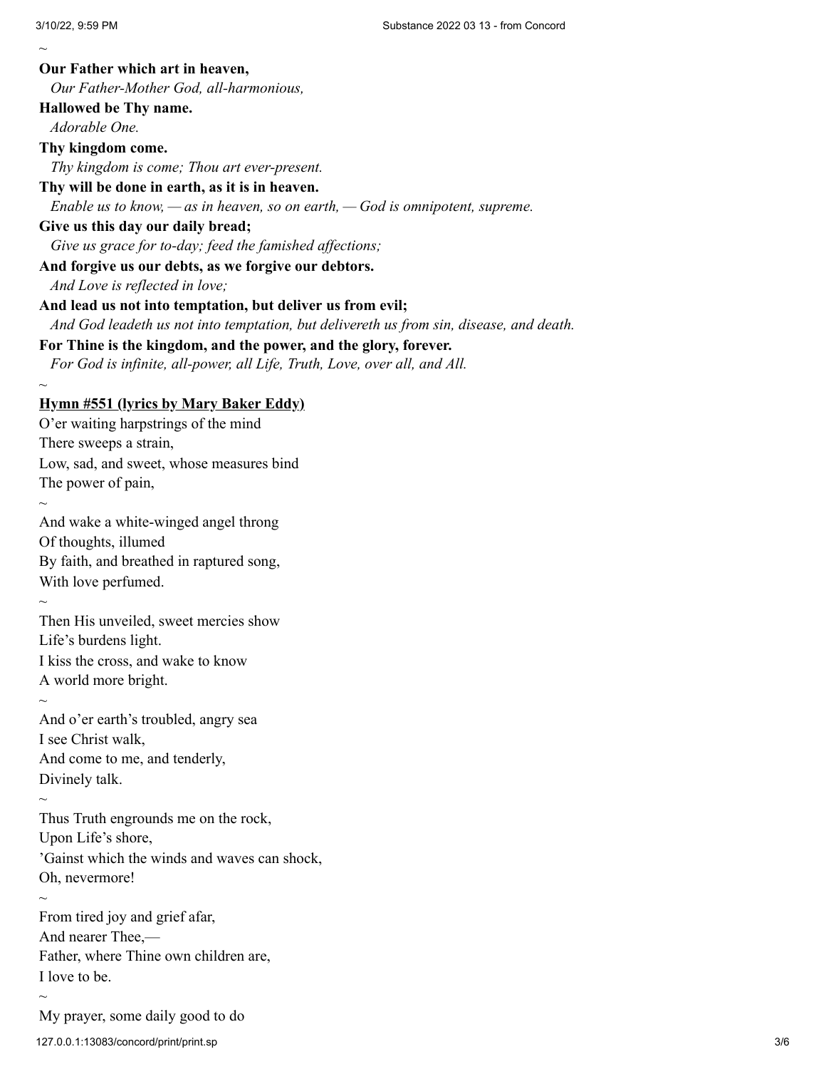~

**Our Father which art in heaven,**
*Our Father-Mother God, all-harmonious,*
**Hallowed be Thy name.**
*Adorable One.*
**Thy kingdom come.**
*Thy kingdom is come; Thou art ever-present.*
**Thy will be done in earth, as it is in heaven.**
*Enable us to know, — as in heaven, so on earth, — God is omnipotent, supreme.*
**Give us this day our daily bread;**
*Give us grace for to-day; feed the famished affections;*
**And forgive us our debts, as we forgive our debtors.**
*And Love is reflected in love;*
**And lead us not into temptation, but deliver us from evil;**
*And God leadeth us not into temptation, but delivereth us from sin, disease, and death.*
**For Thine is the kingdom, and the power, and the glory, forever.**
*For God is infinite, all-power, all Life, Truth, Love, over all, and All.*

~

**Hymn #551 (lyrics by Mary Baker Eddy)**

O'er waiting harpstrings of the mind
There sweeps a strain,
Low, sad, and sweet, whose measures bind
The power of pain,

~

And wake a white-winged angel throng
Of thoughts, illumed
By faith, and breathed in raptured song,
With love perfumed.

~

Then His unveiled, sweet mercies show
Life's burdens light.
I kiss the cross, and wake to know
A world more bright.

~

And o'er earth's troubled, angry sea
I see Christ walk,
And come to me, and tenderly,
Divinely talk.

~

Thus Truth engrounds me on the rock,
Upon Life's shore,
'Gainst which the winds and waves can shock,
Oh, nevermore!

~

From tired joy and grief afar,
And nearer Thee,—
Father, where Thine own children are,
I love to be.

~

My prayer, some daily good to do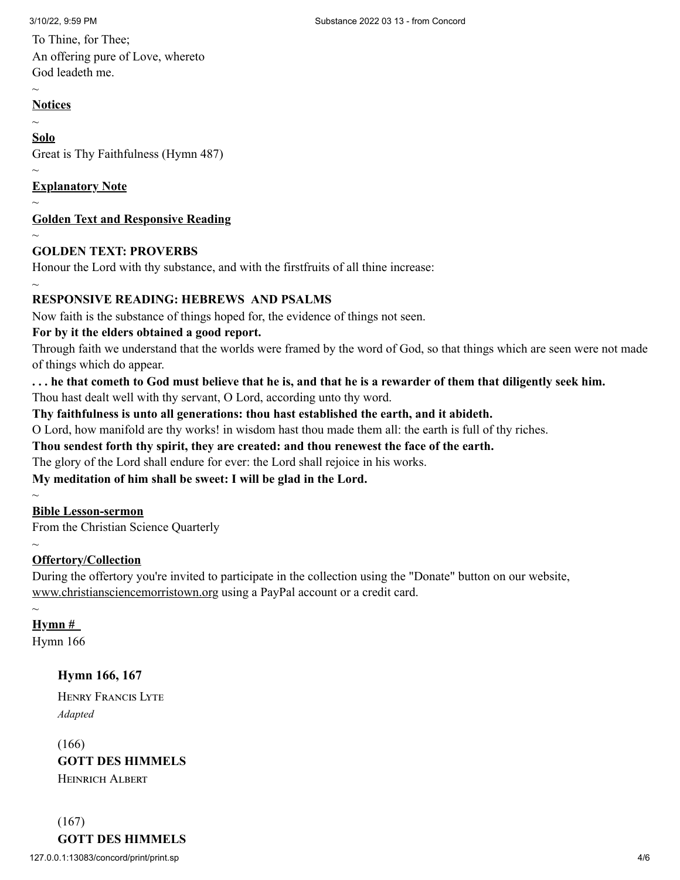To Thine, for Thee;
An offering pure of Love, whereto
God leadeth me.

~

**Notices**

~

**Solo**

Great is Thy Faithfulness (Hymn 487)

~

**Explanatory Note**

~

**Golden Text and Responsive Reading**

~

**GOLDEN TEXT: PROVERBS**

Honour the Lord with thy substance, and with the firstfruits of all thine increase:

~

**RESPONSIVE READING: HEBREWS AND PSALMS**

Now faith is the substance of things hoped for, the evidence of things not seen.

**For by it the elders obtained a good report.**

Through faith we understand that the worlds were framed by the word of God, so that things which are seen were not made of things which do appear.

**. . . he that cometh to God must believe that he is, and that he is a rewarder of them that diligently seek him.**

Thou hast dealt well with thy servant, O Lord, according unto thy word.

**Thy faithfulness is unto all generations: thou hast established the earth, and it abideth.**

O Lord, how manifold are thy works! in wisdom hast thou made them all: the earth is full of thy riches.

**Thou sendest forth thy spirit, they are created: and thou renewest the face of the earth.**

The glory of the Lord shall endure for ever: the Lord shall rejoice in his works.

**My meditation of him shall be sweet: I will be glad in the Lord.**

~

**Bible Lesson-sermon**

From the Christian Science Quarterly

~

**Offertory/Collection**

During the offertory you're invited to participate in the collection using the "Donate" button on our website, www.christiansciencemorristown.org using a PayPal account or a credit card.

~

**Hymn #**

Hymn 166

**Hymn 166, 167**

Henry Francis Lyte
*Adapted*

(166)
**GOTT DES HIMMELS**
Heinrich Albert

(167)
**GOTT DES HIMMELS**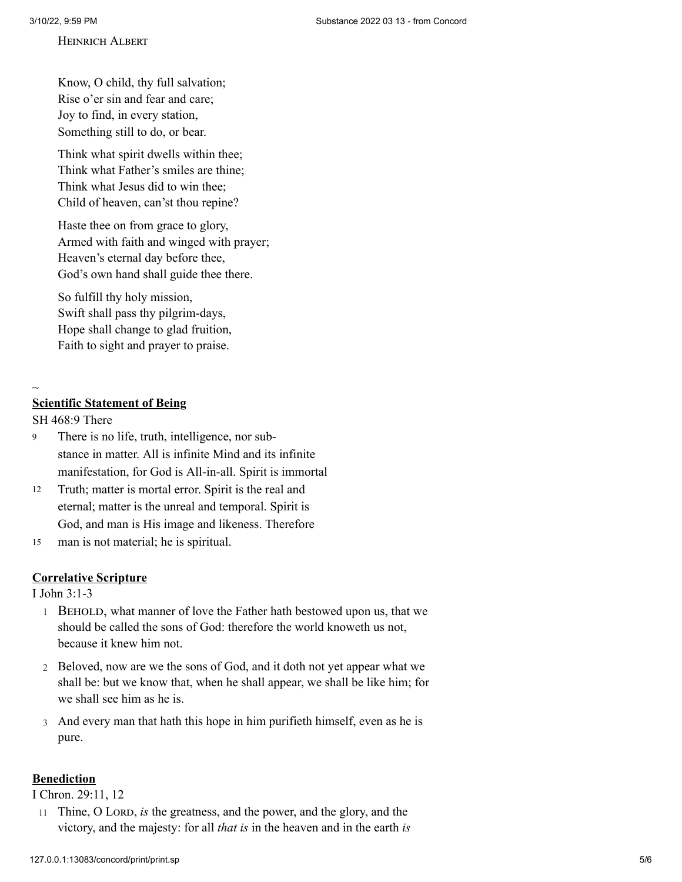Heinrich Albert

Know, O child, thy full salvation;
Rise o'er sin and fear and care;
Joy to find, in every station,
Something still to do, or bear.

Think what spirit dwells within thee;
Think what Father's smiles are thine;
Think what Jesus did to win thee;
Child of heaven, can'st thou repine?

Haste thee on from grace to glory,
Armed with faith and winged with prayer;
Heaven's eternal day before thee,
God's own hand shall guide thee there.

So fulfill thy holy mission,
Swift shall pass thy pilgrim-days,
Hope shall change to glad fruition,
Faith to sight and prayer to praise.

~

**Scientific Statement of Being**

SH 468:9 There

9 There is no life, truth, intelligence, nor substance in matter. All is infinite Mind and its infinite manifestation, for God is All-in-all. Spirit is immortal
12 Truth; matter is mortal error. Spirit is the real and eternal; matter is the unreal and temporal. Spirit is God, and man is His image and likeness. Therefore
15 man is not material; he is spiritual.

**Correlative Scripture**

I John 3:1-3

1 Behold, what manner of love the Father hath bestowed upon us, that we should be called the sons of God: therefore the world knoweth us not, because it knew him not.

2 Beloved, now are we the sons of God, and it doth not yet appear what we shall be: but we know that, when he shall appear, we shall be like him; for we shall see him as he is.

3 And every man that hath this hope in him purifieth himself, even as he is pure.

**Benediction**

I Chron. 29:11, 12

11 Thine, O Lord, *is* the greatness, and the power, and the glory, and the victory, and the majesty: for all *that is* in the heaven and in the earth *is*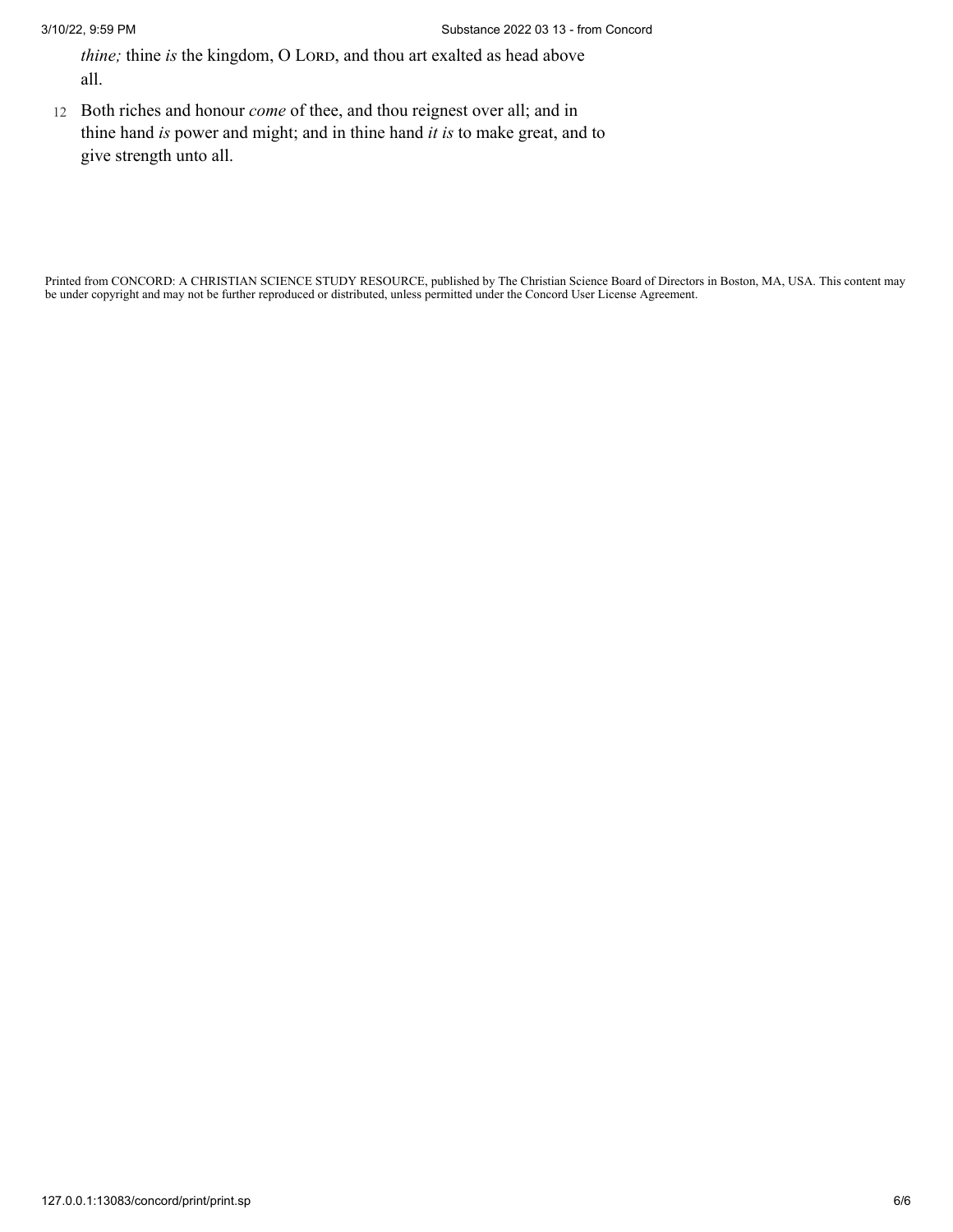*thine;* thine *is* the kingdom, O LORD, and thou art exalted as head above all.

12 Both riches and honour *come* of thee, and thou reignest over all; and in thine hand *is* power and might; and in thine hand *it is* to make great, and to give strength unto all.

Printed from CONCORD: A CHRISTIAN SCIENCE STUDY RESOURCE, published by The Christian Science Board of Directors in Boston, MA, USA. This content may be under copyright and may not be further reproduced or distributed, unless permitted under the Concord User License Agreement.